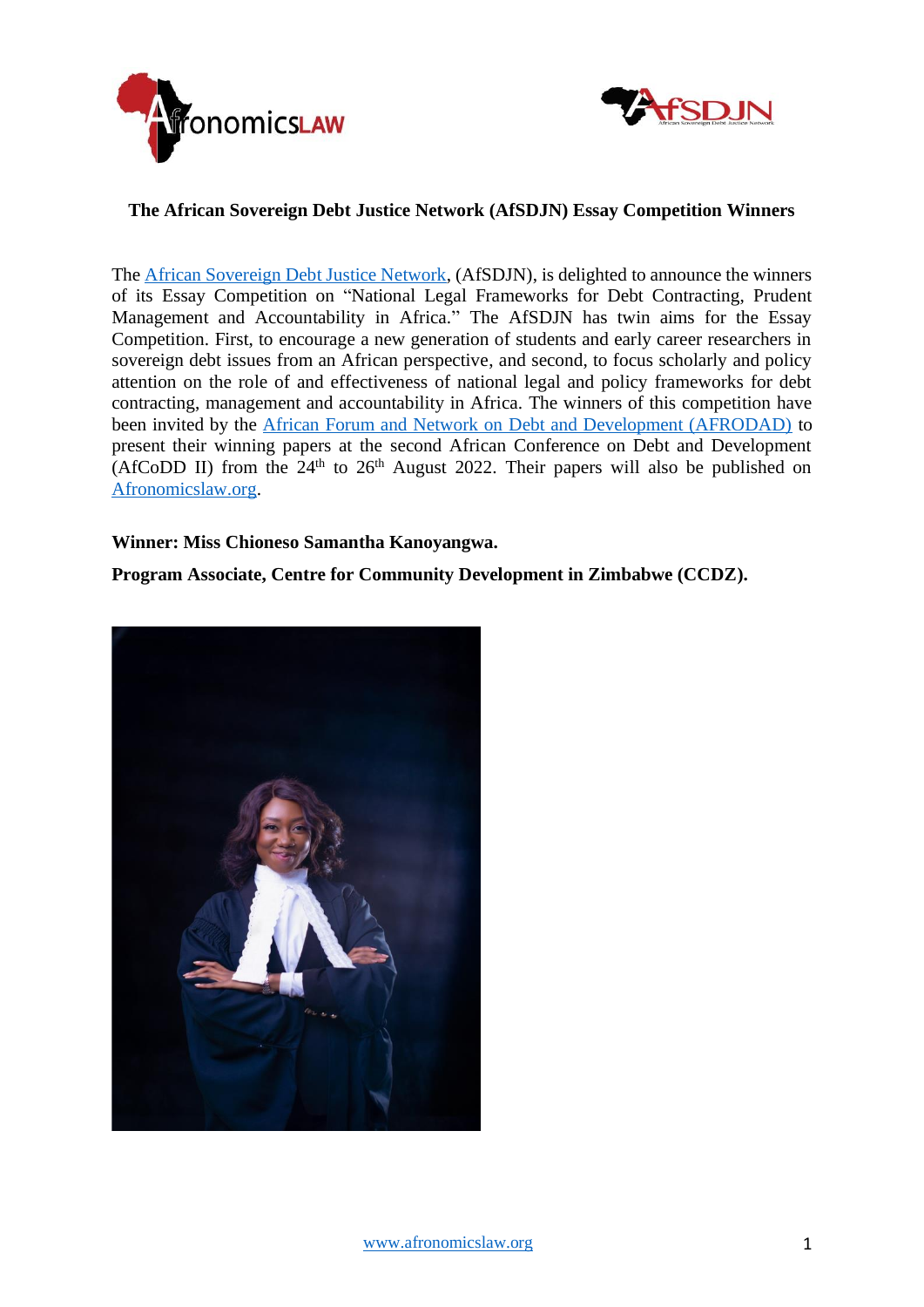**The African Sovereign Debt Justice Network (AfSDJN) Essay Competition Winners**

The African Sovereign Debt Justice Network, (AfSDJN), is delighted to announce the winners of its Essay Competition on "National Legal Frameworks for Debt Contracting, Prudent Management and Accountability in Africa." The AfSDJN has twin aims for the Essay Competition. First, to encourage a new generation of students and early career researchers in sovereign debt issues from an African perspective, and second, to focus scholarly and policy attention on the role of and effectiveness of national legal and policy frameworks for debt contracting, management and accountability in Africa. The winners of this competition have been invited by the African Forum and Network on Debt and Development (AFRODAD) to present their winning papers at the second African Conference on Debt and Development (AfCoDD II) from the 24th to 26th August 2022. Their papers will also be published on Afronomicslaw.org.

**Winner: Miss Chioneso Samantha Kanoyangwa.**

**Program Associate, Centre for Community Development in Zimbabwe (CCDZ).**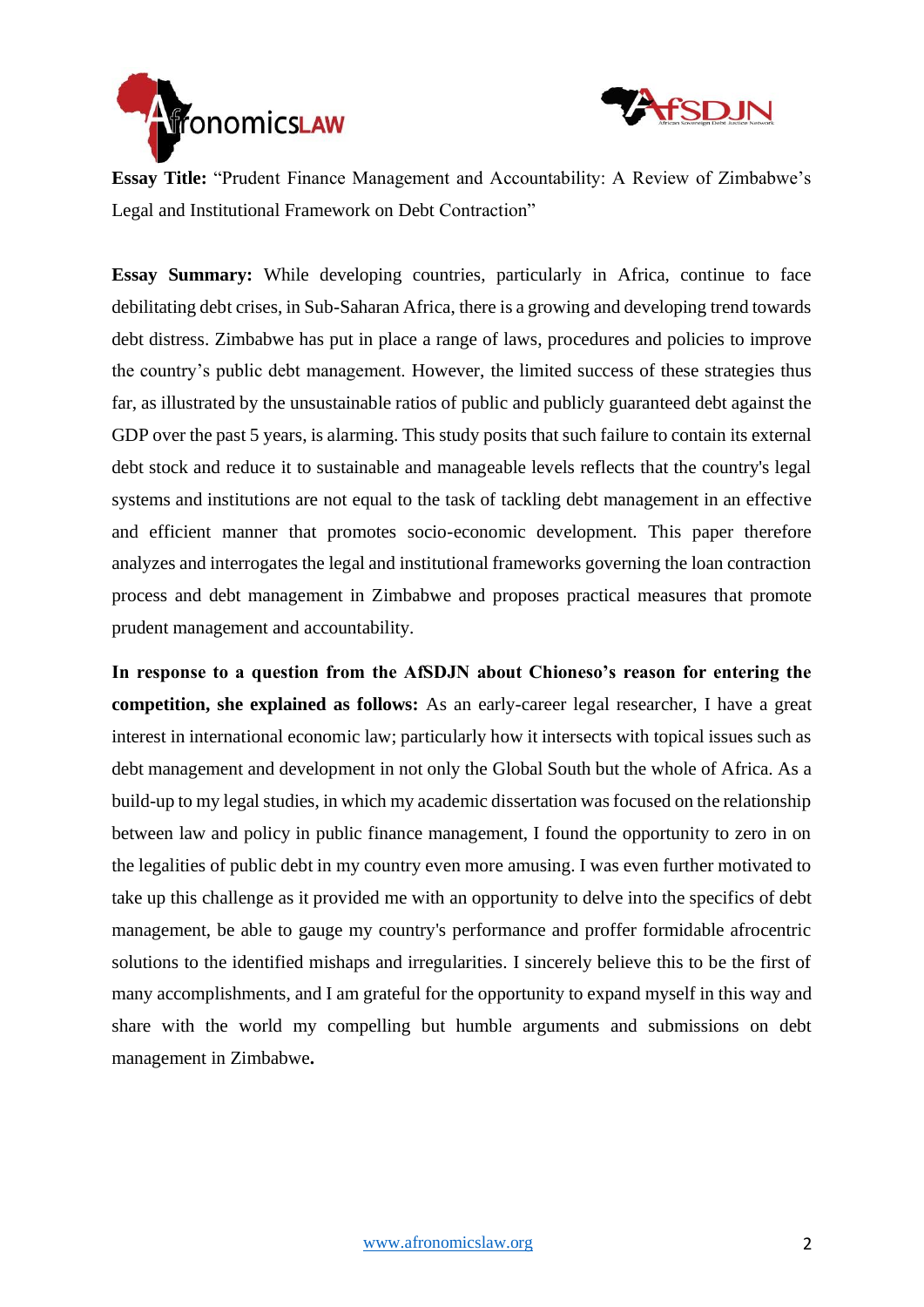**Essay Title:** "Prudent Finance Management and Accountability: A Review of Zimbabwe's Legal and Institutional Framework on Debt Contraction"

**Essay Summary:** While developing countries, particularly in Africa, continue to face debilitating debt crises, in Sub-Saharan Africa, there is a growing and developing trend towards debt distress. Zimbabwe has put in place a range of laws, procedures and policies to improve the country's public debt management. However, the limited success of these strategies thus far, as illustrated by the unsustainable ratios of public and publicly guaranteed debt against the GDP over the past 5 years, is alarming. This study posits that such failure to contain its external debt stock and reduce it to sustainable and manageable levels reflects that the country's legal systems and institutions are not equal to the task of tackling debt management in an effective and efficient manner that promotes socio-economic development. This paper therefore analyzes and interrogates the legal and institutional frameworks governing the loan contraction process and debt management in Zimbabwe and proposes practical measures that promote prudent management and accountability.

**In response to a question from the AfSDJN about Chioneso's reason for entering the competition, she explained as follows:** As an early-career legal researcher, I have a great interest in international economic law; particularly how it intersects with topical issues such as debt management and development in not only the Global South but the whole of Africa. As a build-up to my legal studies, in which my academic dissertation was focused on the relationship between law and policy in public finance management, I found the opportunity to zero in on the legalities of public debt in my country even more amusing. I was even further motivated to take up this challenge as it provided me with an opportunity to delve into the specifics of debt management, be able to gauge my country's performance and proffer formidable afrocentric solutions to the identified mishaps and irregularities. I sincerely believe this to be the first of many accomplishments, and I am grateful for the opportunity to expand myself in this way and share with the world my compelling but humble arguments and submissions on debt management in Zimbabwe**.**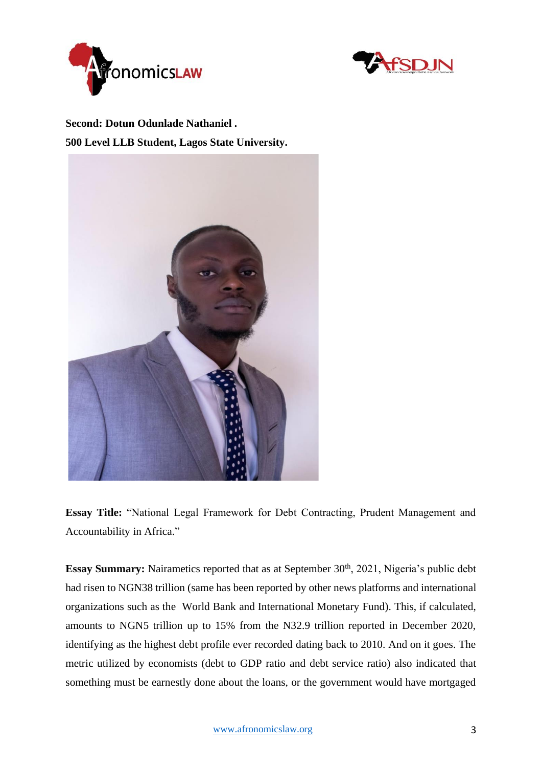**Second: Dotun Odunlade Nathaniel .**

**500 Level LLB Student, Lagos State University.**

**Essay Title:** "National Legal Framework for Debt Contracting, Prudent Management and Accountability in Africa."

**Essay Summary:** Nairametics reported that as at September 30th, 2021, Nigeria's public debt had risen to NGN38 trillion (same has been reported by other news platforms and international organizations such as the World Bank and International Monetary Fund). This, if calculated, amounts to NGN5 trillion up to 15% from the N32.9 trillion reported in December 2020, identifying as the highest debt profile ever recorded dating back to 2010. And on it goes. The metric utilized by economists (debt to GDP ratio and debt service ratio) also indicated that something must be earnestly done about the loans, or the government would have mortgaged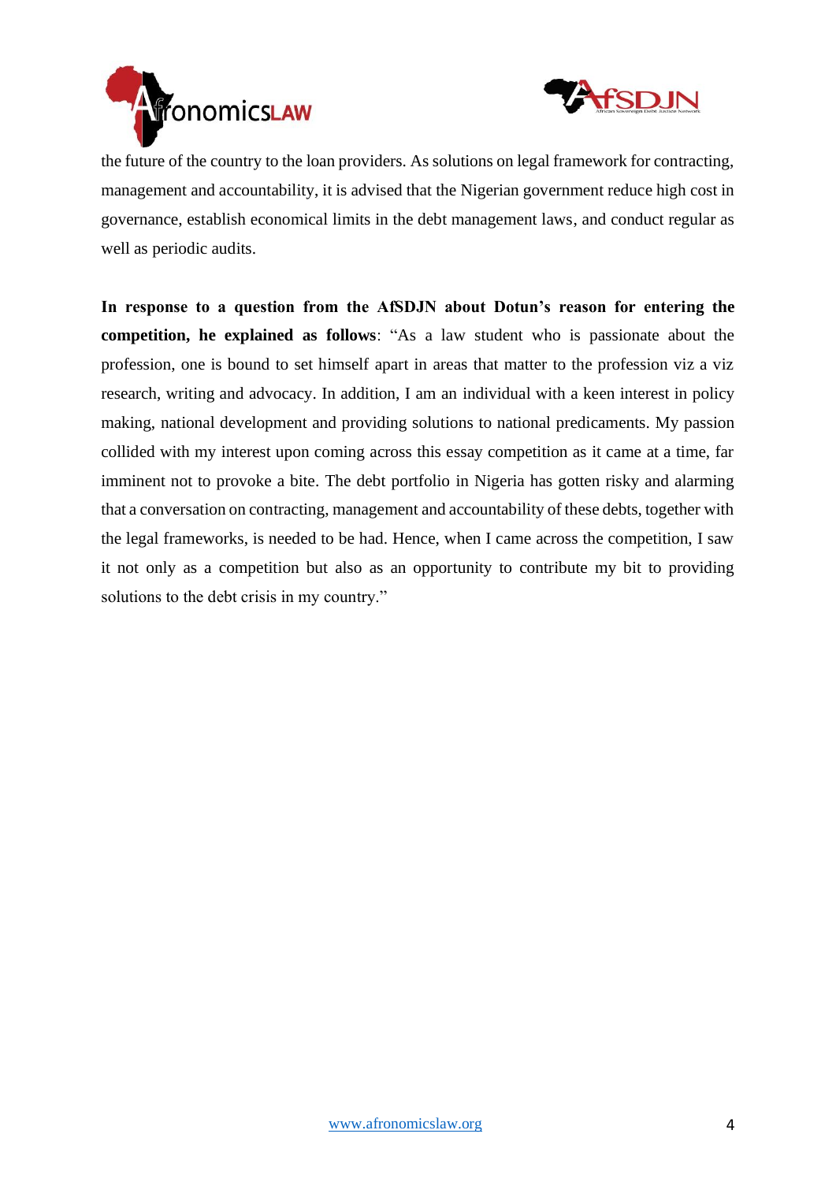the future of the country to the loan providers. As solutions on legal framework for contracting, management and accountability, it is advised that the Nigerian government reduce high cost in governance, establish economical limits in the debt management laws, and conduct regular as well as periodic audits.

**In response to a question from the AfSDJN about Dotun's reason for entering the competition, he explained as follows**: "As a law student who is passionate about the profession, one is bound to set himself apart in areas that matter to the profession viz a viz research, writing and advocacy. In addition, I am an individual with a keen interest in policy making, national development and providing solutions to national predicaments. My passion collided with my interest upon coming across this essay competition as it came at a time, far imminent not to provoke a bite. The debt portfolio in Nigeria has gotten risky and alarming that a conversation on contracting, management and accountability of these debts, together with the legal frameworks, is needed to be had. Hence, when I came across the competition, I saw it not only as a competition but also as an opportunity to contribute my bit to providing solutions to the debt crisis in my country."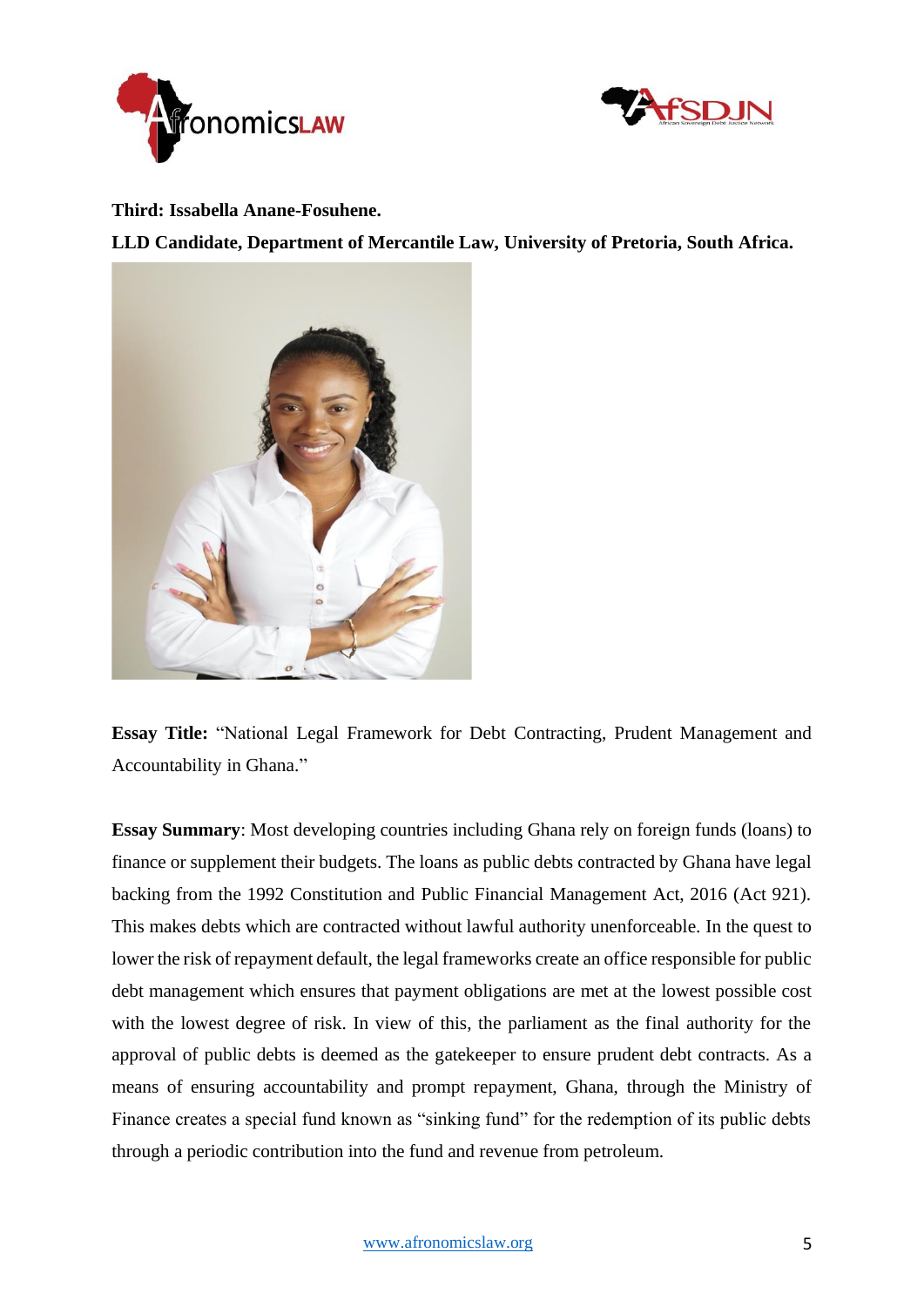**Third: Issabella Anane-Fosuhene.**

**LLD Candidate, Department of Mercantile Law, University of Pretoria, South Africa.**

**Essay Title:** "National Legal Framework for Debt Contracting, Prudent Management and Accountability in Ghana."

**Essay Summary**: Most developing countries including Ghana rely on foreign funds (loans) to finance or supplement their budgets. The loans as public debts contracted by Ghana have legal backing from the 1992 Constitution and Public Financial Management Act, 2016 (Act 921). This makes debts which are contracted without lawful authority unenforceable. In the quest to lower the risk of repayment default, the legal frameworks create an office responsible for public debt management which ensures that payment obligations are met at the lowest possible cost with the lowest degree of risk. In view of this, the parliament as the final authority for the approval of public debts is deemed as the gatekeeper to ensure prudent debt contracts. As a means of ensuring accountability and prompt repayment, Ghana, through the Ministry of Finance creates a special fund known as "sinking fund" for the redemption of its public debts through a periodic contribution into the fund and revenue from petroleum.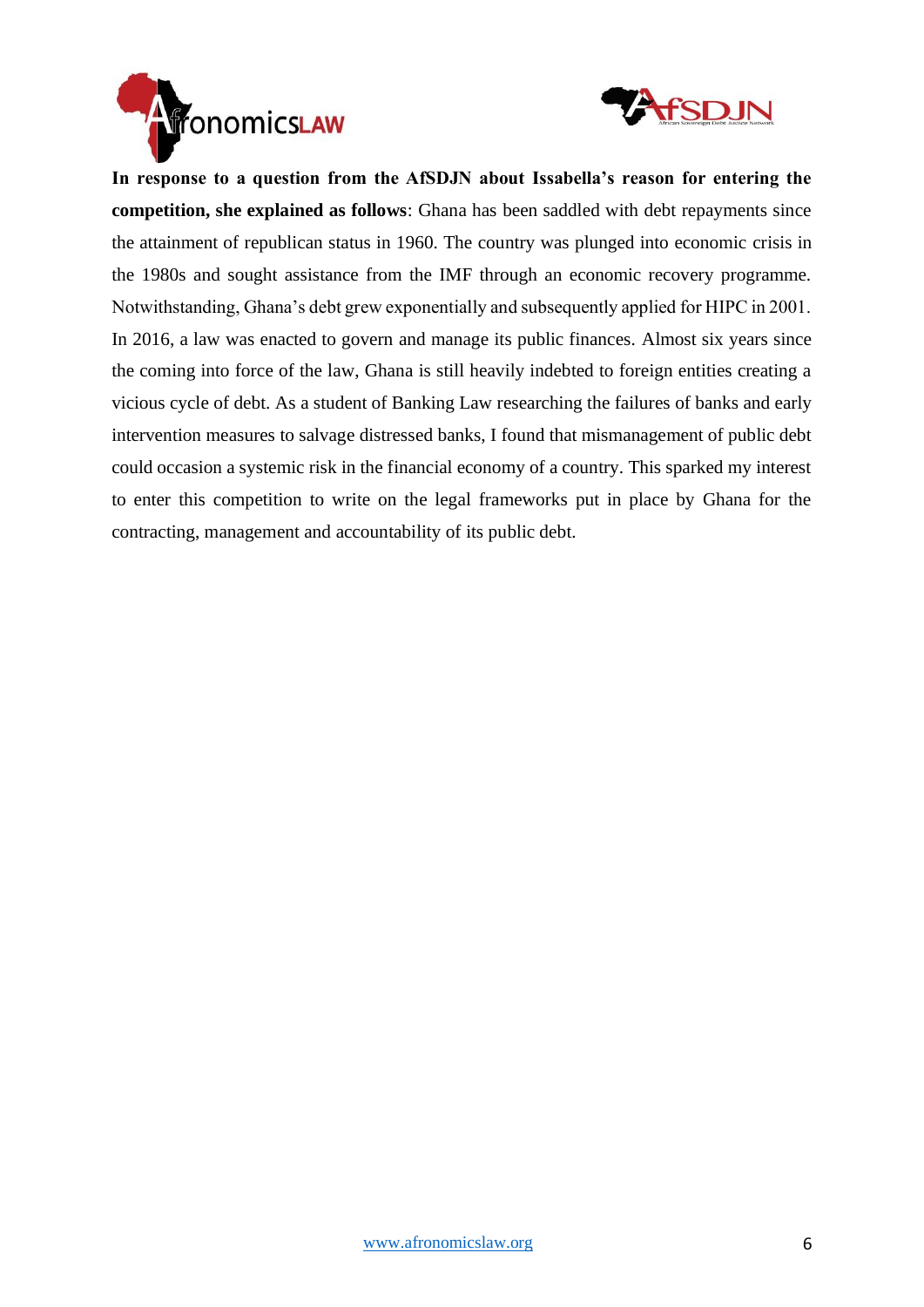**In response to a question from the AfSDJN about Issabella's reason for entering the competition, she explained as follows**: Ghana has been saddled with debt repayments since the attainment of republican status in 1960. The country was plunged into economic crisis in the 1980s and sought assistance from the IMF through an economic recovery programme. Notwithstanding, Ghana's debt grew exponentially and subsequently applied for HIPC in 2001. In 2016, a law was enacted to govern and manage its public finances. Almost six years since the coming into force of the law, Ghana is still heavily indebted to foreign entities creating a vicious cycle of debt. As a student of Banking Law researching the failures of banks and early intervention measures to salvage distressed banks, I found that mismanagement of public debt could occasion a systemic risk in the financial economy of a country. This sparked my interest to enter this competition to write on the legal frameworks put in place by Ghana for the contracting, management and accountability of its public debt.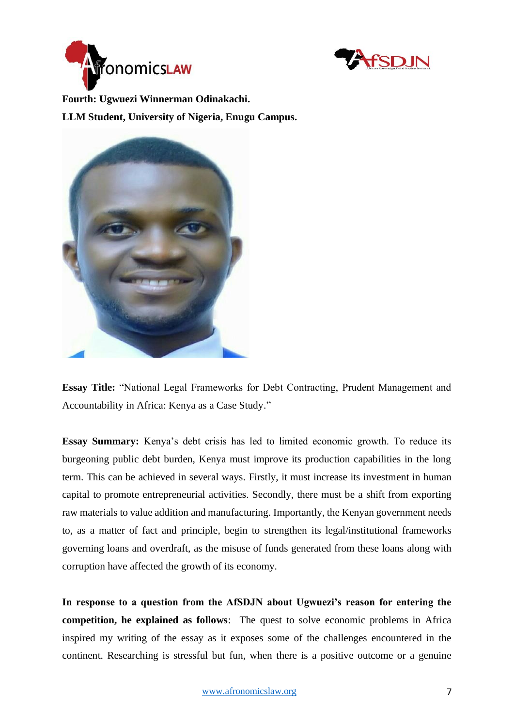**Fourth: Ugwuezi Winnerman Odinakachi.**

**LLM Student, University of Nigeria, Enugu Campus.**

**Essay Title:** "National Legal Frameworks for Debt Contracting, Prudent Management and Accountability in Africa: Kenya as a Case Study."

**Essay Summary:** Kenya's debt crisis has led to limited economic growth. To reduce its burgeoning public debt burden, Kenya must improve its production capabilities in the long term. This can be achieved in several ways. Firstly, it must increase its investment in human capital to promote entrepreneurial activities. Secondly, there must be a shift from exporting raw materials to value addition and manufacturing. Importantly, the Kenyan government needs to, as a matter of fact and principle, begin to strengthen its legal/institutional frameworks governing loans and overdraft, as the misuse of funds generated from these loans along with corruption have affected the growth of its economy.

**In response to a question from the AfSDJN about Ugwuezi's reason for entering the competition, he explained as follows**: The quest to solve economic problems in Africa inspired my writing of the essay as it exposes some of the challenges encountered in the continent. Researching is stressful but fun, when there is a positive outcome or a genuine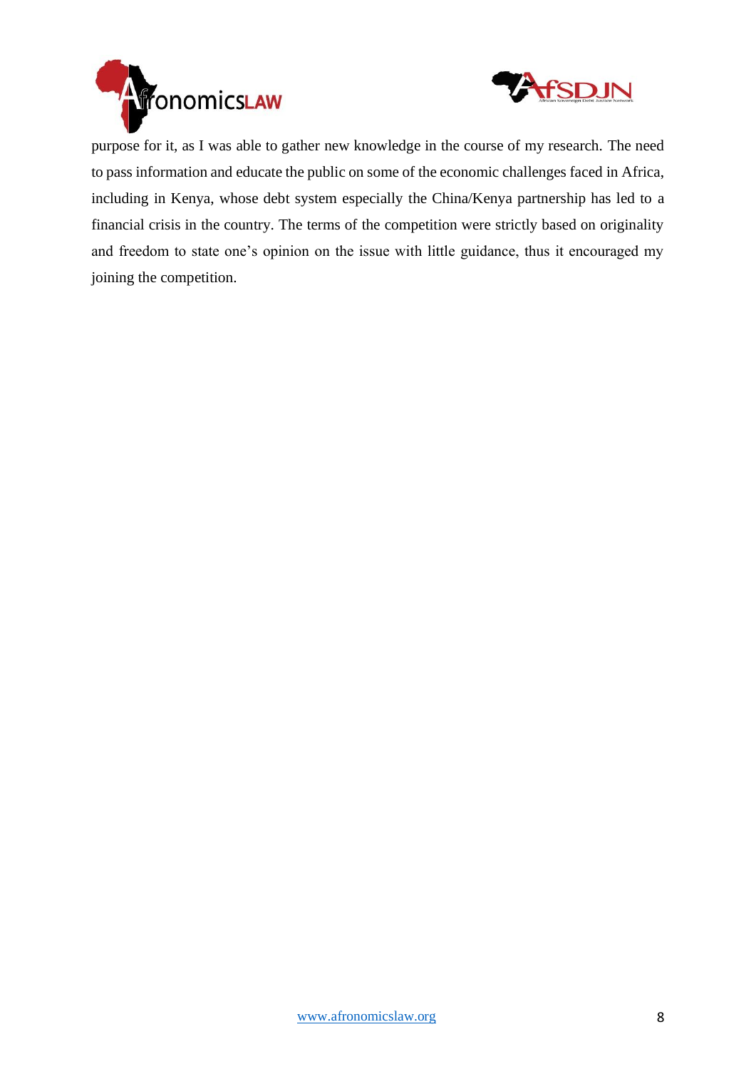purpose for it, as I was able to gather new knowledge in the course of my research. The need to pass information and educate the public on some of the economic challenges faced in Africa, including in Kenya, whose debt system especially the China/Kenya partnership has led to a financial crisis in the country. The terms of the competition were strictly based on originality and freedom to state one's opinion on the issue with little guidance, thus it encouraged my joining the competition.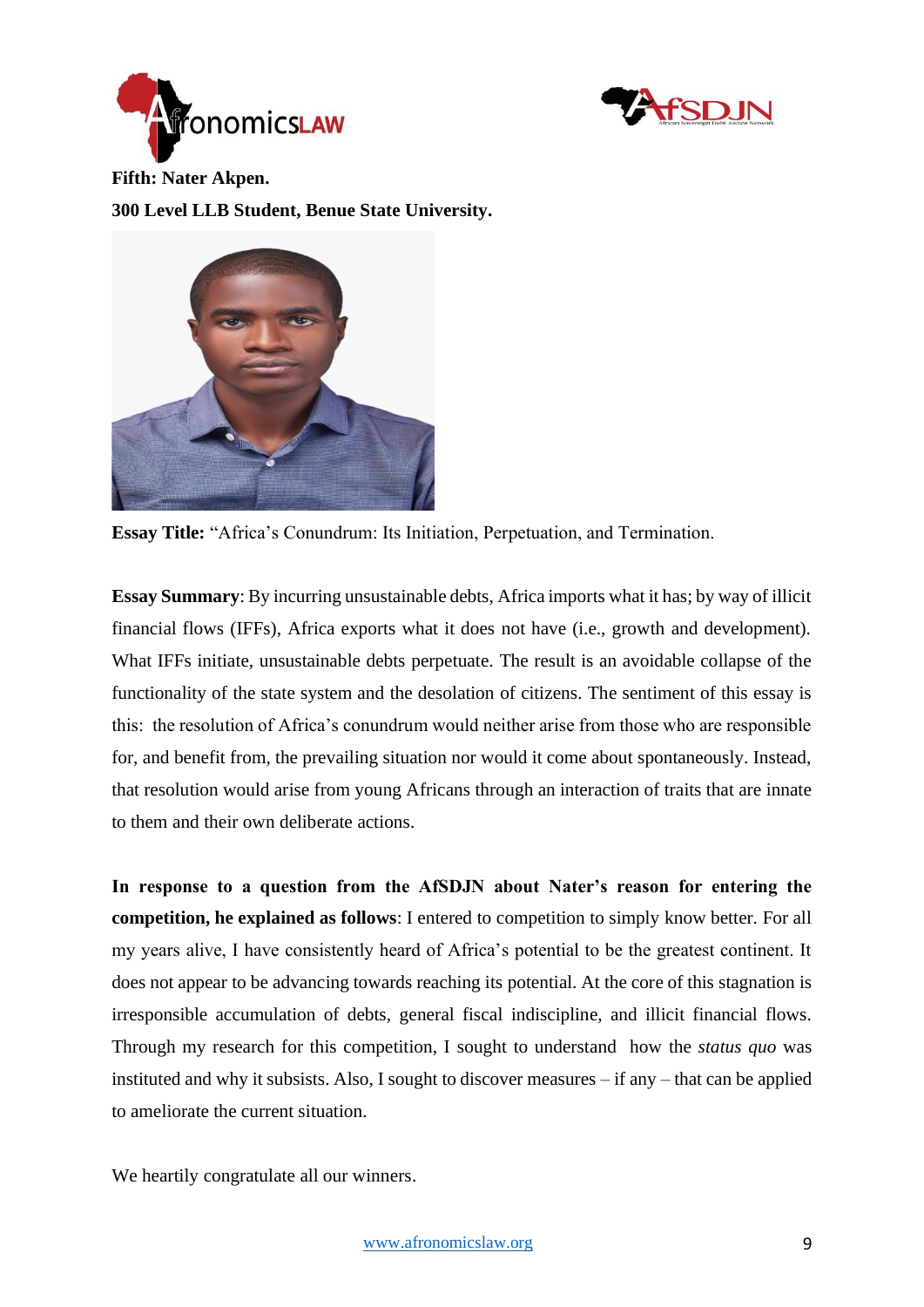**Fifth: Nater Akpen.**

**300 Level LLB Student, Benue State University.**

**Essay Title:** "Africa's Conundrum: Its Initiation, Perpetuation, and Termination.

**Essay Summary**: By incurring unsustainable debts, Africa imports what it has; by way of illicit financial flows (IFFs), Africa exports what it does not have (i.e., growth and development). What IFFs initiate, unsustainable debts perpetuate. The result is an avoidable collapse of the functionality of the state system and the desolation of citizens. The sentiment of this essay is this: the resolution of Africa's conundrum would neither arise from those who are responsible for, and benefit from, the prevailing situation nor would it come about spontaneously. Instead, that resolution would arise from young Africans through an interaction of traits that are innate to them and their own deliberate actions.

**In response to a question from the AfSDJN about Nater's reason for entering the competition, he explained as follows**: I entered to competition to simply know better. For all my years alive, I have consistently heard of Africa's potential to be the greatest continent. It does not appear to be advancing towards reaching its potential. At the core of this stagnation is irresponsible accumulation of debts, general fiscal indiscipline, and illicit financial flows. Through my research for this competition, I sought to understand how the *status quo* was instituted and why it subsists. Also, I sought to discover measures – if any – that can be applied to ameliorate the current situation.

We heartily congratulate all our winners.